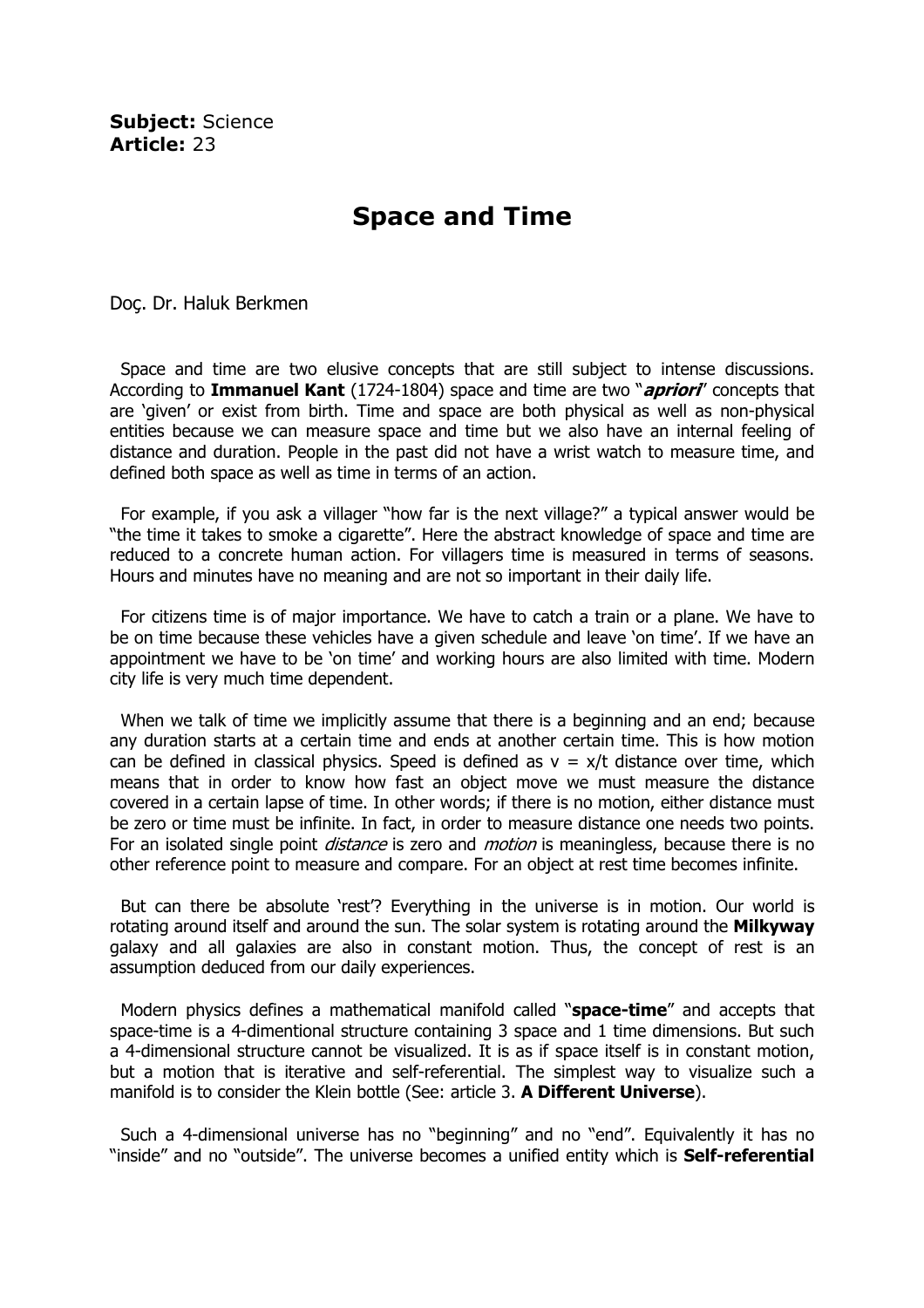**Subject:** Science
**Article:** 23

# Space and Time

Doç. Dr. Haluk Berkmen

Space and time are two elusive concepts that are still subject to intense discussions. According to **Immanuel Kant** (1724-1804) space and time are two "***apriori***" concepts that are 'given' or exist from birth. Time and space are both physical as well as non-physical entities because we can measure space and time but we also have an internal feeling of distance and duration. People in the past did not have a wrist watch to measure time, and defined both space as well as time in terms of an action.

For example, if you ask a villager "how far is the next village?" a typical answer would be "the time it takes to smoke a cigarette". Here the abstract knowledge of space and time are reduced to a concrete human action. For villagers time is measured in terms of seasons. Hours and minutes have no meaning and are not so important in their daily life.

For citizens time is of major importance. We have to catch a train or a plane. We have to be on time because these vehicles have a given schedule and leave 'on time'. If we have an appointment we have to be 'on time' and working hours are also limited with time. Modern city life is very much time dependent.

When we talk of time we implicitly assume that there is a beginning and an end; because any duration starts at a certain time and ends at another certain time. This is how motion can be defined in classical physics. Speed is defined as $v = x/t$ distance over time, which means that in order to know how fast an object move we must measure the distance covered in a certain lapse of time. In other words; if there is no motion, either distance must be zero or time must be infinite. In fact, in order to measure distance one needs two points. For an isolated single point *distance* is zero and *motion* is meaningless, because there is no other reference point to measure and compare. For an object at rest time becomes infinite.

But can there be absolute 'rest'? Everything in the universe is in motion. Our world is rotating around itself and around the sun. The solar system is rotating around the **Milkyway** galaxy and all galaxies are also in constant motion. Thus, the concept of rest is an assumption deduced from our daily experiences.

Modern physics defines a mathematical manifold called "**space-time**" and accepts that space-time is a 4-dimentional structure containing 3 space and 1 time dimensions. But such a 4-dimensional structure cannot be visualized. It is as if space itself is in constant motion, but a motion that is iterative and self-referential. The simplest way to visualize such a manifold is to consider the Klein bottle (See: article 3. **A Different Universe**).

Such a 4-dimensional universe has no "beginning" and no "end". Equivalently it has no "inside" and no "outside". The universe becomes a unified entity which is **Self-referential**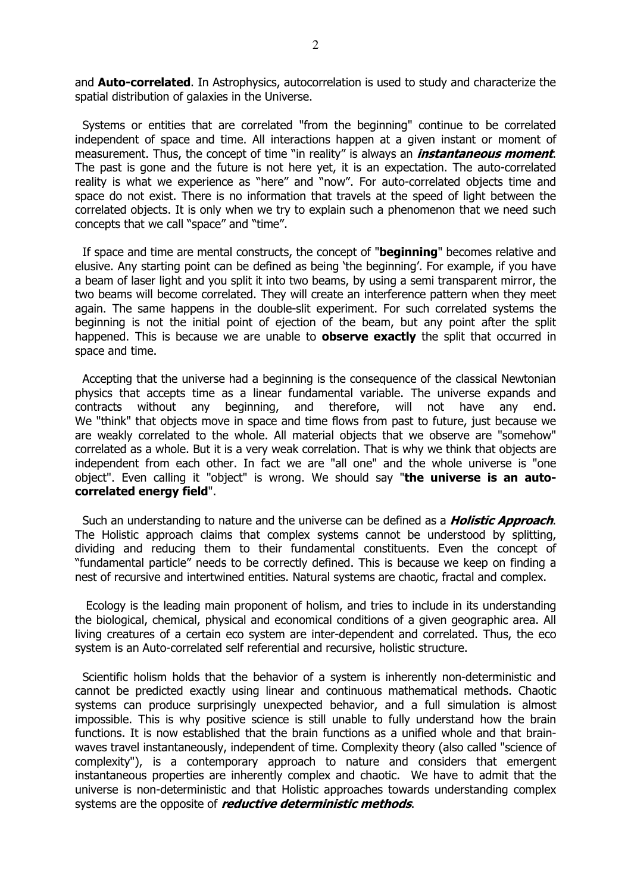and **Auto-correlated**. In Astrophysics, autocorrelation is used to study and characterize the spatial distribution of galaxies in the Universe.

Systems or entities that are correlated "from the beginning" continue to be correlated independent of space and time. All interactions happen at a given instant or moment of measurement. Thus, the concept of time "in reality" is always an ***instantaneous moment***. The past is gone and the future is not here yet, it is an expectation. The auto-correlated reality is what we experience as "here" and "now". For auto-correlated objects time and space do not exist. There is no information that travels at the speed of light between the correlated objects. It is only when we try to explain such a phenomenon that we need such concepts that we call "space" and "time".

If space and time are mental constructs, the concept of "**beginning**" becomes relative and elusive. Any starting point can be defined as being 'the beginning'. For example, if you have a beam of laser light and you split it into two beams, by using a semi transparent mirror, the two beams will become correlated. They will create an interference pattern when they meet again. The same happens in the double-slit experiment. For such correlated systems the beginning is not the initial point of ejection of the beam, but any point after the split happened. This is because we are unable to **observe exactly** the split that occurred in space and time.

Accepting that the universe had a beginning is the consequence of the classical Newtonian physics that accepts time as a linear fundamental variable. The universe expands and contracts without any beginning, and therefore, will not have any end. We "think" that objects move in space and time flows from past to future, just because we are weakly correlated to the whole. All material objects that we observe are "somehow" correlated as a whole. But it is a very weak correlation. That is why we think that objects are independent from each other. In fact we are "all one" and the whole universe is "one object". Even calling it "object" is wrong. We should say "**the universe is an auto-correlated energy field**".

Such an understanding to nature and the universe can be defined as a ***Holistic Approach***. The Holistic approach claims that complex systems cannot be understood by splitting, dividing and reducing them to their fundamental constituents. Even the concept of "fundamental particle" needs to be correctly defined. This is because we keep on finding a nest of recursive and intertwined entities. Natural systems are chaotic, fractal and complex.

Ecology is the leading main proponent of holism, and tries to include in its understanding the biological, chemical, physical and economical conditions of a given geographic area. All living creatures of a certain eco system are inter-dependent and correlated. Thus, the eco system is an Auto-correlated self referential and recursive, holistic structure.

Scientific holism holds that the behavior of a system is inherently non-deterministic and cannot be predicted exactly using linear and continuous mathematical methods. Chaotic systems can produce surprisingly unexpected behavior, and a full simulation is almost impossible. This is why positive science is still unable to fully understand how the brain functions. It is now established that the brain functions as a unified whole and that brain-waves travel instantaneously, independent of time. Complexity theory (also called "science of complexity"), is a contemporary approach to nature and considers that emergent instantaneous properties are inherently complex and chaotic. We have to admit that the universe is non-deterministic and that Holistic approaches towards understanding complex systems are the opposite of ***reductive deterministic methods***.